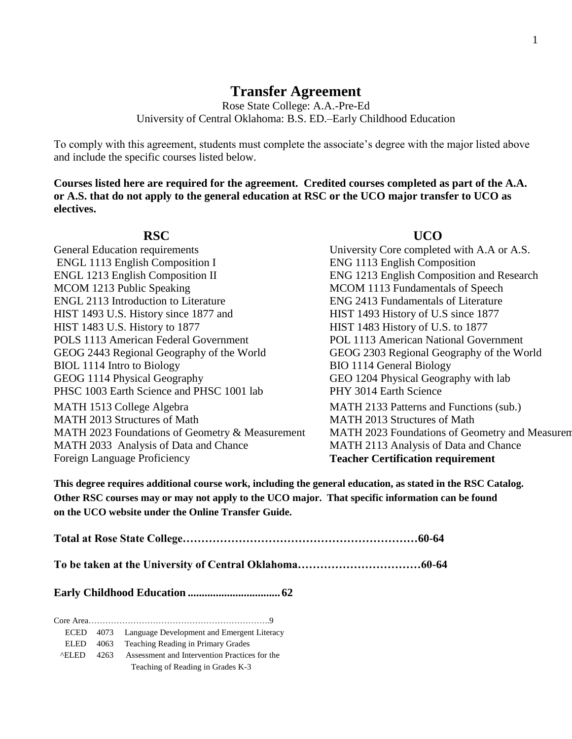# Transfer Agreement

Rose State College: A.A.-Pre-Ed
University of Central Oklahoma: B.S. ED.–Early Childhood Education

To comply with this agreement, students must complete the associate's degree with the major listed above and include the specific courses listed below.

**Courses listed here are required for the agreement. Credited courses completed as part of the A.A. or A.S. that do not apply to the general education at RSC or the UCO major transfer to UCO as electives.**

| RSC | UCO |
|---|---|
| General Education requirements | University Core completed with A.A or A.S. |
| ENGL 1113 English Composition I | ENG 1113 English Composition |
| ENGL 1213 English Composition II | ENG 1213 English Composition and Research |
| MCOM 1213 Public Speaking | MCOM 1113 Fundamentals of Speech |
| ENGL 2113 Introduction to Literature | ENG 2413 Fundamentals of Literature |
| HIST 1493 U.S. History since 1877 and | HIST 1493 History of U.S since 1877 |
| HIST 1483 U.S. History to 1877 | HIST 1483 History of U.S. to 1877 |
| POLS 1113 American Federal Government | POL 1113 American National Government |
| GEOG 2443 Regional Geography of the World | GEOG 2303 Regional Geography of the World |
| BIOL 1114 Intro to Biology | BIO 1114 General Biology |
| GEOG 1114 Physical Geography | GEO 1204 Physical Geography with lab |
| PHSC 1003 Earth Science and PHSC 1001 lab | PHY 3014 Earth Science |
| MATH 1513 College Algebra | MATH 2133 Patterns and Functions (sub.) |
| MATH 2013 Structures of Math | MATH 2013 Structures of Math |
| MATH 2023 Foundations of Geometry & Measurement | MATH 2023 Foundations of Geometry and Measurem |
| MATH 2033 Analysis of Data and Chance | MATH 2113 Analysis of Data and Chance |
| Foreign Language Proficiency | **Teacher Certification requirement** |

**This degree requires additional course work, including the general education, as stated in the RSC Catalog. Other RSC courses may or may not apply to the UCO major. That specific information can be found on the UCO website under the Online Transfer Guide.**

**Total at Rose State College……………………………………………………60-64**

**To be taken at the University of Central Oklahoma……………………………60-64**

**Early Childhood Education ................................. 62**

Core Area………………………………………………………..9

| | | |
|---|---|---|
| ECED | 4073 | Language Development and Emergent Literacy |
| ELED | 4063 | Teaching Reading in Primary Grades |
| ^ELED | 4263 | Assessment and Intervention Practices for the Teaching of Reading in Grades K-3 |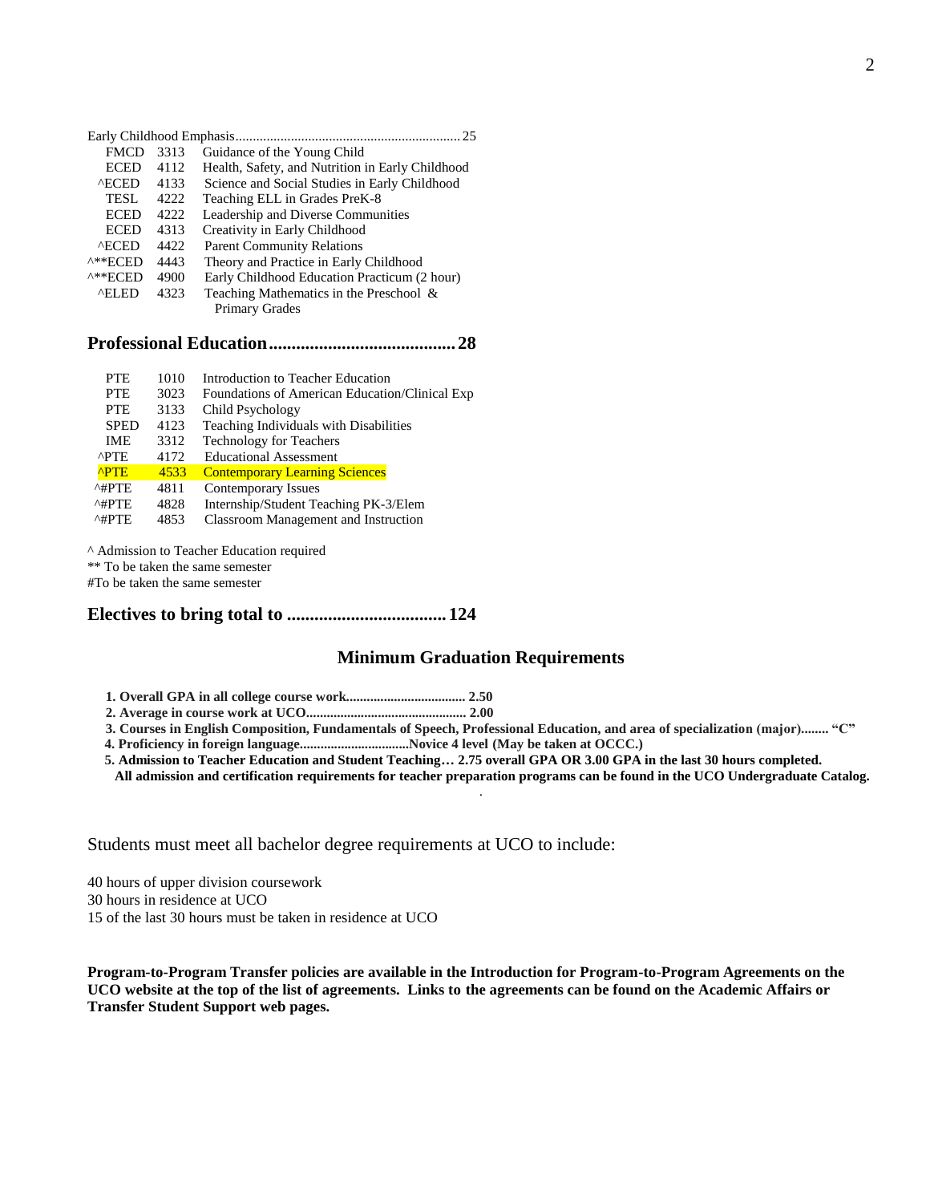Early Childhood Emphasis................................................................ 25

| | | |
|---|---|---|
| FMCD | 3313 | Guidance of the Young Child |
| ECED | 4112 | Health, Safety, and Nutrition in Early Childhood |
| ^ECED | 4133 | Science and Social Studies in Early Childhood |
| TESL | 4222 | Teaching ELL in Grades PreK-8 |
| ECED | 4222 | Leadership and Diverse Communities |
| ECED | 4313 | Creativity in Early Childhood |
| ^ECED | 4422 | Parent Community Relations |
| ^**ECED | 4443 | Theory and Practice in Early Childhood |
| ^**ECED | 4900 | Early Childhood Education Practicum (2 hour) |
| ^ELED | 4323 | Teaching Mathematics in the Preschool & Primary Grades |

## Professional Education......................................... 28

| | | |
|---|---|---|
| PTE | 1010 | Introduction to Teacher Education |
| PTE | 3023 | Foundations of American Education/Clinical Exp |
| PTE | 3133 | Child Psychology |
| SPED | 4123 | Teaching Individuals with Disabilities |
| IME | 3312 | Technology for Teachers |
| ^PTE | 4172 | Educational Assessment |
| ^PTE | 4533 | Contemporary Learning Sciences |
| ^#PTE | 4811 | Contemporary Issues |
| ^#PTE | 4828 | Internship/Student Teaching PK-3/Elem |
| ^#PTE | 4853 | Classroom Management and Instruction |

^ Admission to Teacher Education required
** To be taken the same semester
#To be taken the same semester

## Electives to bring total to ................................... 124

### Minimum Graduation Requirements

**1. Overall GPA in all college course work.................................. 2.50**
**2. Average in course work at UCO............................................. 2.00**
**3. Courses in English Composition, Fundamentals of Speech, Professional Education, and area of specialization (major)........ "C"**
**4. Proficiency in foreign language...............................Novice 4 level (May be taken at OCCC.)**
**5. Admission to Teacher Education and Student Teaching… 2.75 overall GPA OR 3.00 GPA in the last 30 hours completed.**
**All admission and certification requirements for teacher preparation programs can be found in the UCO Undergraduate Catalog.**

Students must meet all bachelor degree requirements at UCO to include:

40 hours of upper division coursework
30 hours in residence at UCO
15 of the last 30 hours must be taken in residence at UCO

**Program-to-Program Transfer policies are available in the Introduction for Program-to-Program Agreements on the UCO website at the top of the list of agreements. Links to the agreements can be found on the Academic Affairs or Transfer Student Support web pages.**